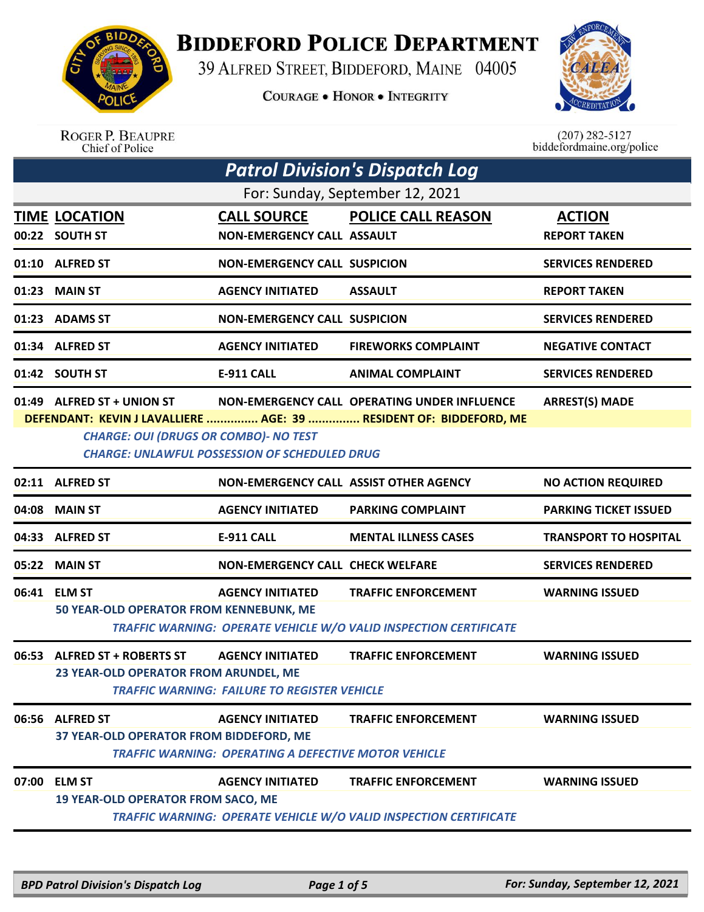# BIDDEFORD POLICE DEPARTMENT

39 ALFRED STREET, BIDDEFORD, MAINE 04005

COURAGE • HONOR • INTEGRITY

ROGER P. BEAUPRE
Chief of Police

(207) 282-5127
biddefordmaine.org/police

## *Patrol Division's Dispatch Log*

For: Sunday, September 12, 2021

| TIME | LOCATION | CALL SOURCE | POLICE CALL REASON | ACTION |
|---|---|---|---|---|
| 00:22 | SOUTH ST | NON-EMERGENCY CALL | ASSAULT | REPORT TAKEN |
| 01:10 | ALFRED ST | NON-EMERGENCY CALL | SUSPICION | SERVICES RENDERED |
| 01:23 | MAIN ST | AGENCY INITIATED | ASSAULT | REPORT TAKEN |
| 01:23 | ADAMS ST | NON-EMERGENCY CALL | SUSPICION | SERVICES RENDERED |
| 01:34 | ALFRED ST | AGENCY INITIATED | FIREWORKS COMPLAINT | NEGATIVE CONTACT |
| 01:42 | SOUTH ST | E-911 CALL | ANIMAL COMPLAINT | SERVICES RENDERED |
| 01:49 | ALFRED ST + UNION ST | NON-EMERGENCY CALL | OPERATING UNDER INFLUENCE | ARREST(S) MADE |

**DEFENDANT: KEVIN J LAVALLIERE ............... AGE: 39 ............... RESIDENT OF: BIDDEFORD, ME**

*CHARGE: OUI (DRUGS OR COMBO)- NO TEST*
*CHARGE: UNLAWFUL POSSESSION OF SCHEDULED DRUG*

| TIME | LOCATION | CALL SOURCE | POLICE CALL REASON | ACTION |
|---|---|---|---|---|
| 02:11 | ALFRED ST | NON-EMERGENCY CALL | ASSIST OTHER AGENCY | NO ACTION REQUIRED |
| 04:08 | MAIN ST | AGENCY INITIATED | PARKING COMPLAINT | PARKING TICKET ISSUED |
| 04:33 | ALFRED ST | E-911 CALL | MENTAL ILLNESS CASES | TRANSPORT TO HOSPITAL |
| 05:22 | MAIN ST | NON-EMERGENCY CALL | CHECK WELFARE | SERVICES RENDERED |
| 06:41 | ELM ST | AGENCY INITIATED | TRAFFIC ENFORCEMENT | WARNING ISSUED |

**50 YEAR-OLD OPERATOR FROM KENNEBUNK, ME**

*TRAFFIC WARNING: OPERATE VEHICLE W/O VALID INSPECTION CERTIFICATE*

| TIME | LOCATION | CALL SOURCE | POLICE CALL REASON | ACTION |
|---|---|---|---|---|
| 06:53 | ALFRED ST + ROBERTS ST | AGENCY INITIATED | TRAFFIC ENFORCEMENT | WARNING ISSUED |

**23 YEAR-OLD OPERATOR FROM ARUNDEL, ME**

*TRAFFIC WARNING: FAILURE TO REGISTER VEHICLE*

| TIME | LOCATION | CALL SOURCE | POLICE CALL REASON | ACTION |
|---|---|---|---|---|
| 06:56 | ALFRED ST | AGENCY INITIATED | TRAFFIC ENFORCEMENT | WARNING ISSUED |

**37 YEAR-OLD OPERATOR FROM BIDDEFORD, ME**

*TRAFFIC WARNING: OPERATING A DEFECTIVE MOTOR VEHICLE*

| TIME | LOCATION | CALL SOURCE | POLICE CALL REASON | ACTION |
|---|---|---|---|---|
| 07:00 | ELM ST | AGENCY INITIATED | TRAFFIC ENFORCEMENT | WARNING ISSUED |

**19 YEAR-OLD OPERATOR FROM SACO, ME**

*TRAFFIC WARNING: OPERATE VEHICLE W/O VALID INSPECTION CERTIFICATE*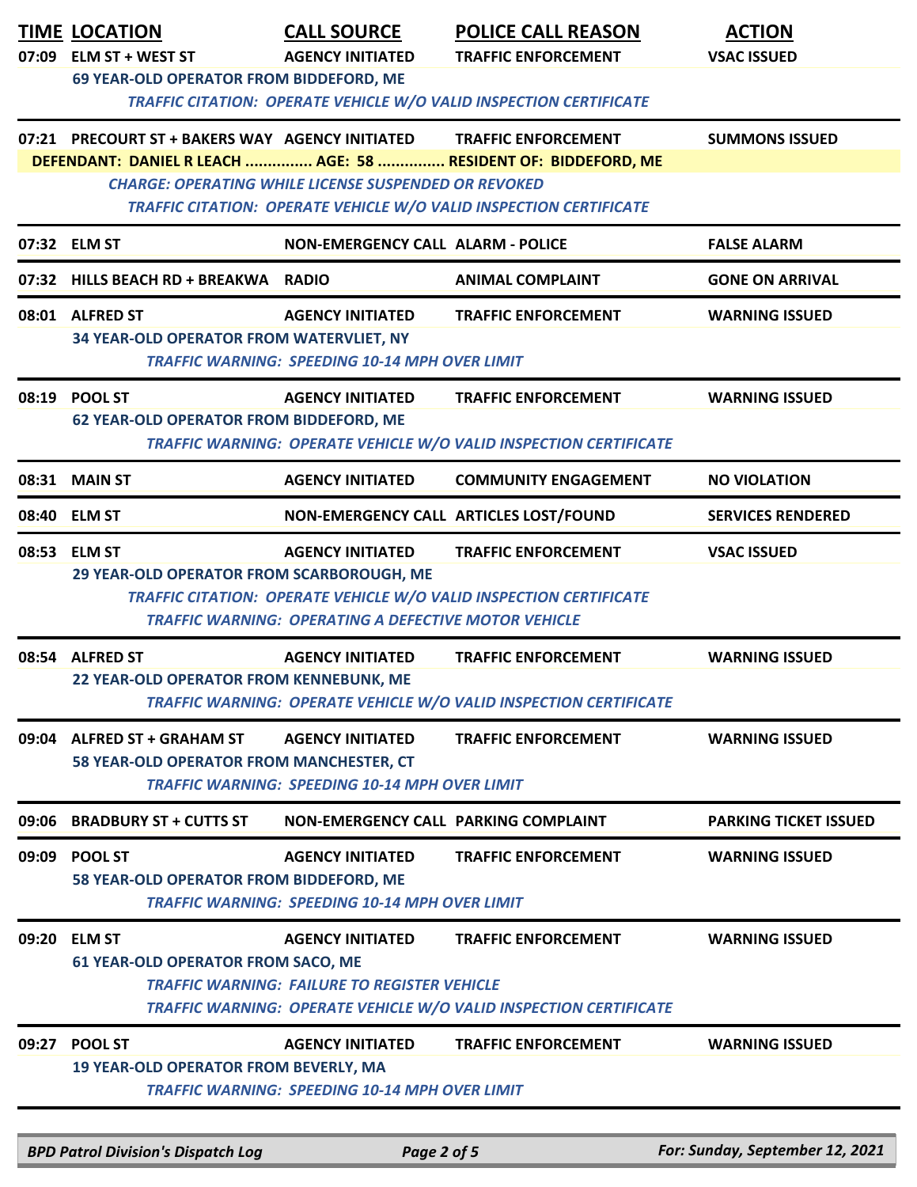| TIME | LOCATION | CALL SOURCE | POLICE CALL REASON | ACTION |
|---|---|---|---|---|
| 07:09 | ELM ST + WEST ST | AGENCY INITIATED | TRAFFIC ENFORCEMENT | VSAC ISSUED |
| | 69 YEAR-OLD OPERATOR FROM BIDDEFORD, ME | | | |
| | *TRAFFIC CITATION: OPERATE VEHICLE W/O VALID INSPECTION CERTIFICATE* | | | |
| 07:21 | PRECOURT ST + BAKERS WAY | AGENCY INITIATED | TRAFFIC ENFORCEMENT | SUMMONS ISSUED |
| | DEFENDANT: DANIEL R LEACH ............... AGE: 58 ............... RESIDENT OF: BIDDEFORD, ME | | | |
| | *CHARGE: OPERATING WHILE LICENSE SUSPENDED OR REVOKED* | | | |
| | *TRAFFIC CITATION: OPERATE VEHICLE W/O VALID INSPECTION CERTIFICATE* | | | |
| 07:32 | ELM ST | NON-EMERGENCY CALL | ALARM - POLICE | FALSE ALARM |
| 07:32 | HILLS BEACH RD + BREAKWA | RADIO | ANIMAL COMPLAINT | GONE ON ARRIVAL |
| 08:01 | ALFRED ST | AGENCY INITIATED | TRAFFIC ENFORCEMENT | WARNING ISSUED |
| | 34 YEAR-OLD OPERATOR FROM WATERVLIET, NY | | | |
| | *TRAFFIC WARNING: SPEEDING 10-14 MPH OVER LIMIT* | | | |
| 08:19 | POOL ST | AGENCY INITIATED | TRAFFIC ENFORCEMENT | WARNING ISSUED |
| | 62 YEAR-OLD OPERATOR FROM BIDDEFORD, ME | | | |
| | *TRAFFIC WARNING: OPERATE VEHICLE W/O VALID INSPECTION CERTIFICATE* | | | |
| 08:31 | MAIN ST | AGENCY INITIATED | COMMUNITY ENGAGEMENT | NO VIOLATION |
| 08:40 | ELM ST | NON-EMERGENCY CALL | ARTICLES LOST/FOUND | SERVICES RENDERED |
| 08:53 | ELM ST | AGENCY INITIATED | TRAFFIC ENFORCEMENT | VSAC ISSUED |
| | 29 YEAR-OLD OPERATOR FROM SCARBOROUGH, ME | | | |
| | *TRAFFIC CITATION: OPERATE VEHICLE W/O VALID INSPECTION CERTIFICATE* | | | |
| | *TRAFFIC WARNING: OPERATING A DEFECTIVE MOTOR VEHICLE* | | | |
| 08:54 | ALFRED ST | AGENCY INITIATED | TRAFFIC ENFORCEMENT | WARNING ISSUED |
| | 22 YEAR-OLD OPERATOR FROM KENNEBUNK, ME | | | |
| | *TRAFFIC WARNING: OPERATE VEHICLE W/O VALID INSPECTION CERTIFICATE* | | | |
| 09:04 | ALFRED ST + GRAHAM ST | AGENCY INITIATED | TRAFFIC ENFORCEMENT | WARNING ISSUED |
| | 58 YEAR-OLD OPERATOR FROM MANCHESTER, CT | | | |
| | *TRAFFIC WARNING: SPEEDING 10-14 MPH OVER LIMIT* | | | |
| 09:06 | BRADBURY ST + CUTTS ST | NON-EMERGENCY CALL | PARKING COMPLAINT | PARKING TICKET ISSUED |
| 09:09 | POOL ST | AGENCY INITIATED | TRAFFIC ENFORCEMENT | WARNING ISSUED |
| | 58 YEAR-OLD OPERATOR FROM BIDDEFORD, ME | | | |
| | *TRAFFIC WARNING: SPEEDING 10-14 MPH OVER LIMIT* | | | |
| 09:20 | ELM ST | AGENCY INITIATED | TRAFFIC ENFORCEMENT | WARNING ISSUED |
| | 61 YEAR-OLD OPERATOR FROM SACO, ME | | | |
| | *TRAFFIC WARNING: FAILURE TO REGISTER VEHICLE* | | | |
| | *TRAFFIC WARNING: OPERATE VEHICLE W/O VALID INSPECTION CERTIFICATE* | | | |
| 09:27 | POOL ST | AGENCY INITIATED | TRAFFIC ENFORCEMENT | WARNING ISSUED |
| | 19 YEAR-OLD OPERATOR FROM BEVERLY, MA | | | |
| | *TRAFFIC WARNING: SPEEDING 10-14 MPH OVER LIMIT* | | | |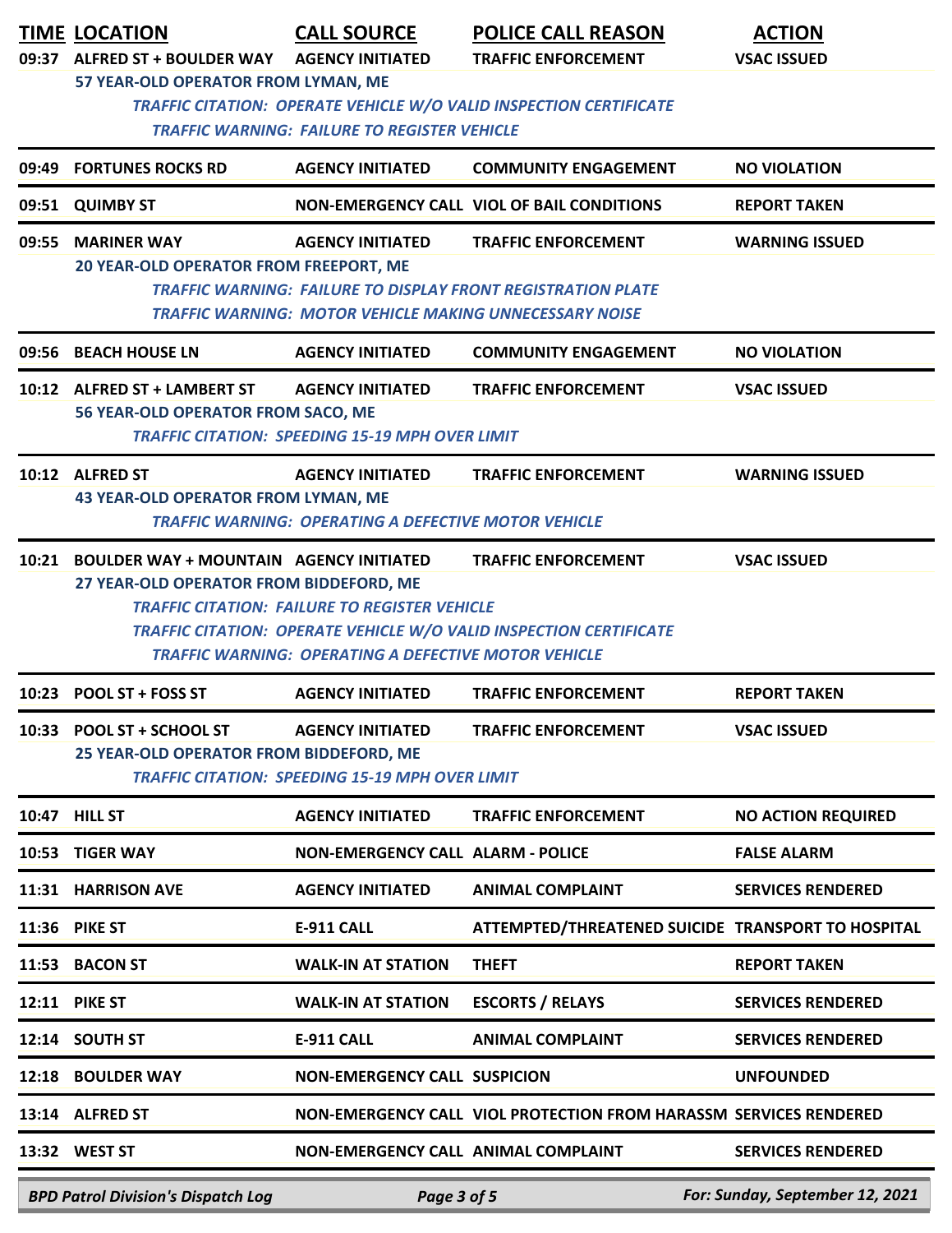| TIME | LOCATION | CALL SOURCE | POLICE CALL REASON | ACTION |
|---|---|---|---|---|
| 09:37 | ALFRED ST + BOULDER WAY | AGENCY INITIATED | TRAFFIC ENFORCEMENT | VSAC ISSUED |
| | 57 YEAR-OLD OPERATOR FROM LYMAN, ME<br>*TRAFFIC CITATION: OPERATE VEHICLE W/O VALID INSPECTION CERTIFICATE*<br>*TRAFFIC WARNING: FAILURE TO REGISTER VEHICLE* | | | |
| 09:49 | FORTUNES ROCKS RD | AGENCY INITIATED | COMMUNITY ENGAGEMENT | NO VIOLATION |
| 09:51 | QUIMBY ST | NON-EMERGENCY CALL | VIOL OF BAIL CONDITIONS | REPORT TAKEN |
| 09:55 | MARINER WAY | AGENCY INITIATED | TRAFFIC ENFORCEMENT | WARNING ISSUED |
| | 20 YEAR-OLD OPERATOR FROM FREEPORT, ME<br>*TRAFFIC WARNING: FAILURE TO DISPLAY FRONT REGISTRATION PLATE*<br>*TRAFFIC WARNING: MOTOR VEHICLE MAKING UNNECESSARY NOISE* | | | |
| 09:56 | BEACH HOUSE LN | AGENCY INITIATED | COMMUNITY ENGAGEMENT | NO VIOLATION |
| 10:12 | ALFRED ST + LAMBERT ST | AGENCY INITIATED | TRAFFIC ENFORCEMENT | VSAC ISSUED |
| | 56 YEAR-OLD OPERATOR FROM SACO, ME<br>*TRAFFIC CITATION: SPEEDING 15-19 MPH OVER LIMIT* | | | |
| 10:12 | ALFRED ST | AGENCY INITIATED | TRAFFIC ENFORCEMENT | WARNING ISSUED |
| | 43 YEAR-OLD OPERATOR FROM LYMAN, ME<br>*TRAFFIC WARNING: OPERATING A DEFECTIVE MOTOR VEHICLE* | | | |
| 10:21 | BOULDER WAY + MOUNTAIN | AGENCY INITIATED | TRAFFIC ENFORCEMENT | VSAC ISSUED |
| | 27 YEAR-OLD OPERATOR FROM BIDDEFORD, ME<br>*TRAFFIC CITATION: FAILURE TO REGISTER VEHICLE*<br>*TRAFFIC CITATION: OPERATE VEHICLE W/O VALID INSPECTION CERTIFICATE*<br>*TRAFFIC WARNING: OPERATING A DEFECTIVE MOTOR VEHICLE* | | | |
| 10:23 | POOL ST + FOSS ST | AGENCY INITIATED | TRAFFIC ENFORCEMENT | REPORT TAKEN |
| 10:33 | POOL ST + SCHOOL ST | AGENCY INITIATED | TRAFFIC ENFORCEMENT | VSAC ISSUED |
| | 25 YEAR-OLD OPERATOR FROM BIDDEFORD, ME<br>*TRAFFIC CITATION: SPEEDING 15-19 MPH OVER LIMIT* | | | |
| 10:47 | HILL ST | AGENCY INITIATED | TRAFFIC ENFORCEMENT | NO ACTION REQUIRED |
| 10:53 | TIGER WAY | NON-EMERGENCY CALL | ALARM - POLICE | FALSE ALARM |
| 11:31 | HARRISON AVE | AGENCY INITIATED | ANIMAL COMPLAINT | SERVICES RENDERED |
| 11:36 | PIKE ST | E-911 CALL | ATTEMPTED/THREATENED SUICIDE | TRANSPORT TO HOSPITAL |
| 11:53 | BACON ST | WALK-IN AT STATION | THEFT | REPORT TAKEN |
| 12:11 | PIKE ST | WALK-IN AT STATION | ESCORTS / RELAYS | SERVICES RENDERED |
| 12:14 | SOUTH ST | E-911 CALL | ANIMAL COMPLAINT | SERVICES RENDERED |
| 12:18 | BOULDER WAY | NON-EMERGENCY CALL | SUSPICION | UNFOUNDED |
| 13:14 | ALFRED ST | NON-EMERGENCY CALL | VIOL PROTECTION FROM HARASSM | SERVICES RENDERED |
| 13:32 | WEST ST | NON-EMERGENCY CALL | ANIMAL COMPLAINT | SERVICES RENDERED |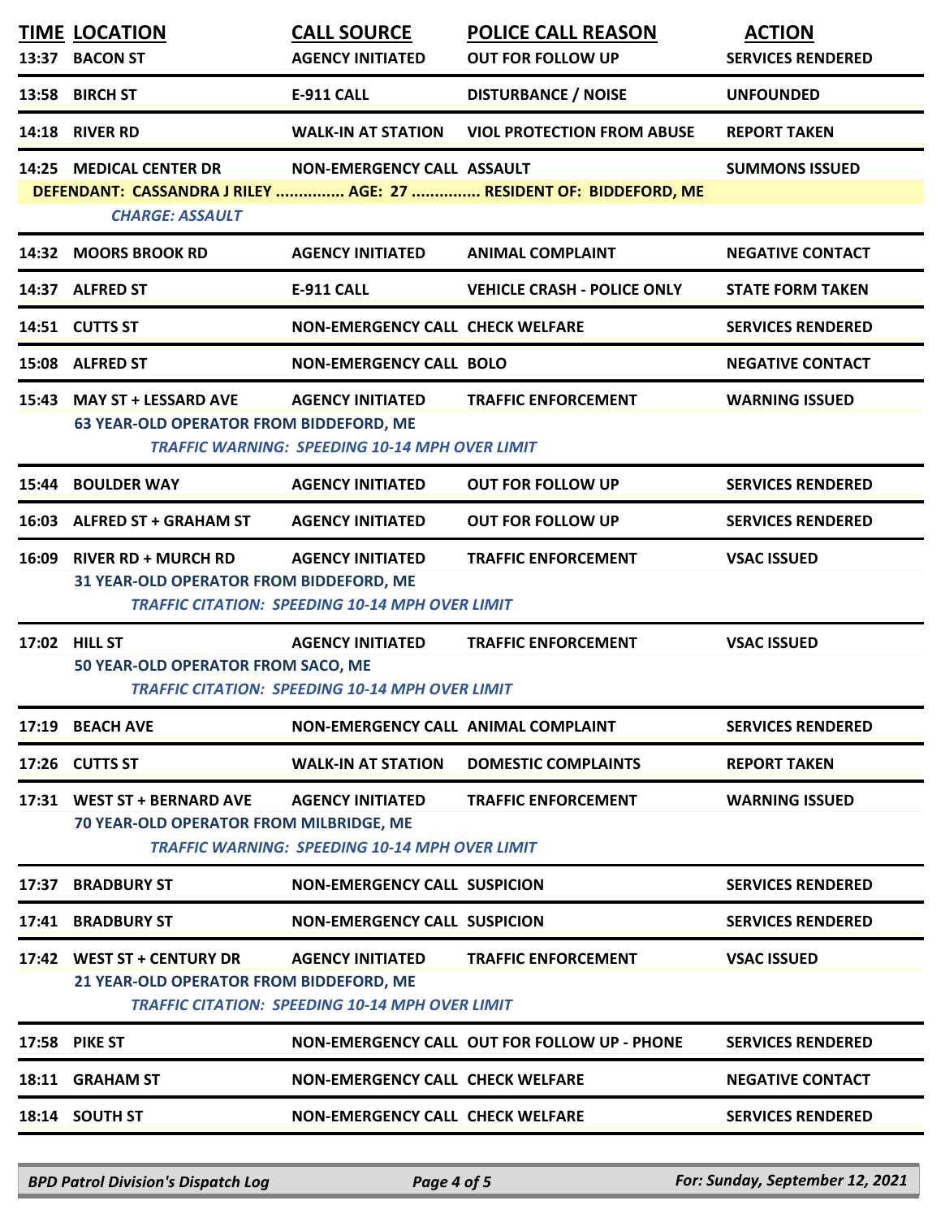| TIME | LOCATION | CALL SOURCE | POLICE CALL REASON | ACTION |
|---|---|---|---|---|
| 13:37 | BACON ST | AGENCY INITIATED | OUT FOR FOLLOW UP | SERVICES RENDERED |
| 13:58 | BIRCH ST | E-911 CALL | DISTURBANCE / NOISE | UNFOUNDED |
| 14:18 | RIVER RD | WALK-IN AT STATION | VIOL PROTECTION FROM ABUSE | REPORT TAKEN |
| 14:25 | MEDICAL CENTER DR | NON-EMERGENCY CALL | ASSAULT | SUMMONS ISSUED |
| | DEFENDANT: CASSANDRA J RILEY ............... AGE: 27 ............... RESIDENT OF: BIDDEFORD, ME | | | |
| | *CHARGE: ASSAULT* | | | |
| 14:32 | MOORS BROOK RD | AGENCY INITIATED | ANIMAL COMPLAINT | NEGATIVE CONTACT |
| 14:37 | ALFRED ST | E-911 CALL | VEHICLE CRASH - POLICE ONLY | STATE FORM TAKEN |
| 14:51 | CUTTS ST | NON-EMERGENCY CALL | CHECK WELFARE | SERVICES RENDERED |
| 15:08 | ALFRED ST | NON-EMERGENCY CALL | BOLO | NEGATIVE CONTACT |
| 15:43 | MAY ST + LESSARD AVE | AGENCY INITIATED | TRAFFIC ENFORCEMENT | WARNING ISSUED |
| | 63 YEAR-OLD OPERATOR FROM BIDDEFORD, ME | | | |
| | *TRAFFIC WARNING: SPEEDING 10-14 MPH OVER LIMIT* | | | |
| 15:44 | BOULDER WAY | AGENCY INITIATED | OUT FOR FOLLOW UP | SERVICES RENDERED |
| 16:03 | ALFRED ST + GRAHAM ST | AGENCY INITIATED | OUT FOR FOLLOW UP | SERVICES RENDERED |
| 16:09 | RIVER RD + MURCH RD | AGENCY INITIATED | TRAFFIC ENFORCEMENT | VSAC ISSUED |
| | 31 YEAR-OLD OPERATOR FROM BIDDEFORD, ME | | | |
| | *TRAFFIC CITATION: SPEEDING 10-14 MPH OVER LIMIT* | | | |
| 17:02 | HILL ST | AGENCY INITIATED | TRAFFIC ENFORCEMENT | VSAC ISSUED |
| | 50 YEAR-OLD OPERATOR FROM SACO, ME | | | |
| | *TRAFFIC CITATION: SPEEDING 10-14 MPH OVER LIMIT* | | | |
| 17:19 | BEACH AVE | NON-EMERGENCY CALL | ANIMAL COMPLAINT | SERVICES RENDERED |
| 17:26 | CUTTS ST | WALK-IN AT STATION | DOMESTIC COMPLAINTS | REPORT TAKEN |
| 17:31 | WEST ST + BERNARD AVE | AGENCY INITIATED | TRAFFIC ENFORCEMENT | WARNING ISSUED |
| | 70 YEAR-OLD OPERATOR FROM MILBRIDGE, ME | | | |
| | *TRAFFIC WARNING: SPEEDING 10-14 MPH OVER LIMIT* | | | |
| 17:37 | BRADBURY ST | NON-EMERGENCY CALL | SUSPICION | SERVICES RENDERED |
| 17:41 | BRADBURY ST | NON-EMERGENCY CALL | SUSPICION | SERVICES RENDERED |
| 17:42 | WEST ST + CENTURY DR | AGENCY INITIATED | TRAFFIC ENFORCEMENT | VSAC ISSUED |
| | 21 YEAR-OLD OPERATOR FROM BIDDEFORD, ME | | | |
| | *TRAFFIC CITATION: SPEEDING 10-14 MPH OVER LIMIT* | | | |
| 17:58 | PIKE ST | NON-EMERGENCY CALL | OUT FOR FOLLOW UP - PHONE | SERVICES RENDERED |
| 18:11 | GRAHAM ST | NON-EMERGENCY CALL | CHECK WELFARE | NEGATIVE CONTACT |
| 18:14 | SOUTH ST | NON-EMERGENCY CALL | CHECK WELFARE | SERVICES RENDERED |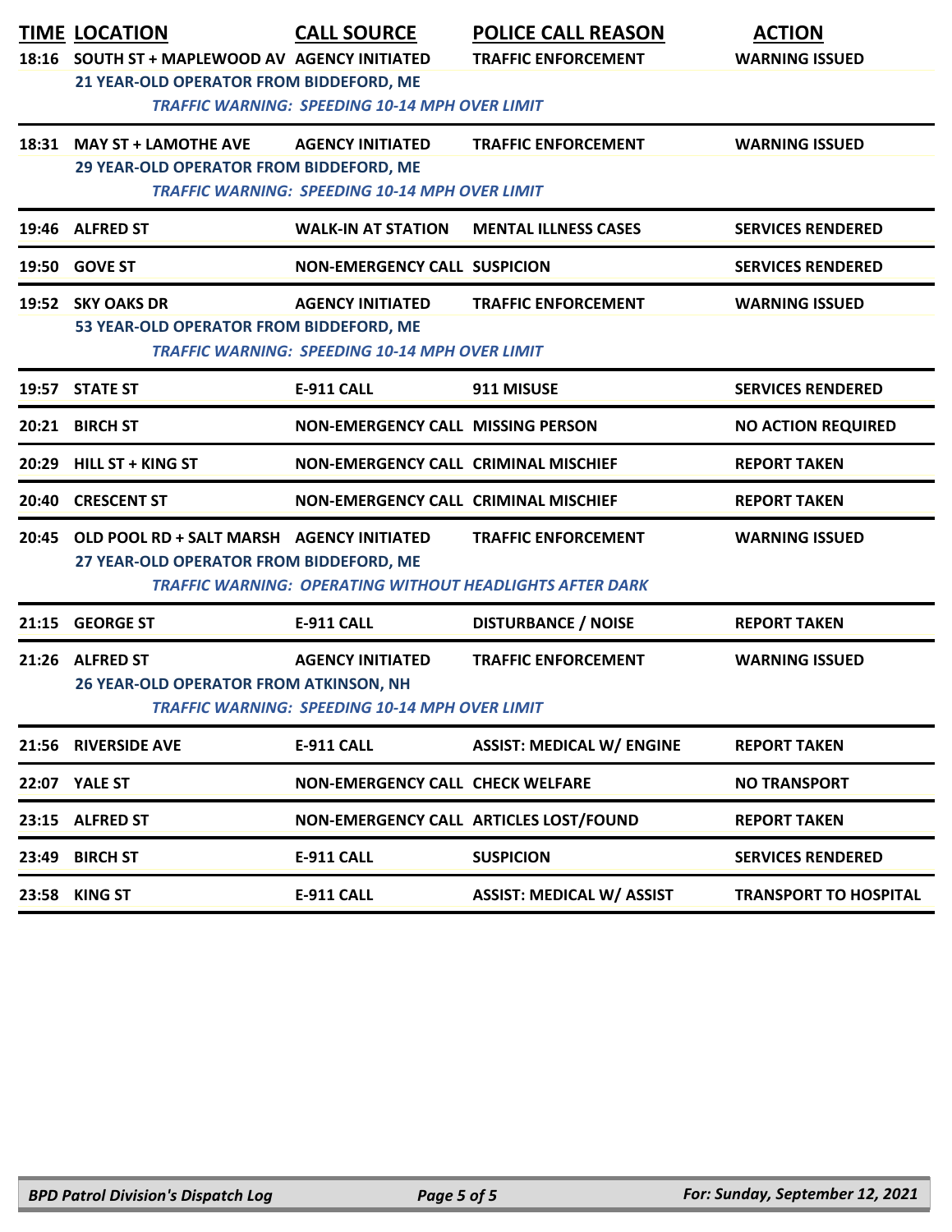| TIME | LOCATION | CALL SOURCE | POLICE CALL REASON | ACTION |
|---|---|---|---|---|
| 18:16 | SOUTH ST + MAPLEWOOD AV | AGENCY INITIATED | TRAFFIC ENFORCEMENT | WARNING ISSUED |
| | 21 YEAR-OLD OPERATOR FROM BIDDEFORD, ME | | | |
| | *TRAFFIC WARNING: SPEEDING 10-14 MPH OVER LIMIT* | | | |
| 18:31 | MAY ST + LAMOTHE AVE | AGENCY INITIATED | TRAFFIC ENFORCEMENT | WARNING ISSUED |
| | 29 YEAR-OLD OPERATOR FROM BIDDEFORD, ME | | | |
| | *TRAFFIC WARNING: SPEEDING 10-14 MPH OVER LIMIT* | | | |
| 19:46 | ALFRED ST | WALK-IN AT STATION | MENTAL ILLNESS CASES | SERVICES RENDERED |
| 19:50 | GOVE ST | NON-EMERGENCY CALL | SUSPICION | SERVICES RENDERED |
| 19:52 | SKY OAKS DR | AGENCY INITIATED | TRAFFIC ENFORCEMENT | WARNING ISSUED |
| | 53 YEAR-OLD OPERATOR FROM BIDDEFORD, ME | | | |
| | *TRAFFIC WARNING: SPEEDING 10-14 MPH OVER LIMIT* | | | |
| 19:57 | STATE ST | E-911 CALL | 911 MISUSE | SERVICES RENDERED |
| 20:21 | BIRCH ST | NON-EMERGENCY CALL | MISSING PERSON | NO ACTION REQUIRED |
| 20:29 | HILL ST + KING ST | NON-EMERGENCY CALL | CRIMINAL MISCHIEF | REPORT TAKEN |
| 20:40 | CRESCENT ST | NON-EMERGENCY CALL | CRIMINAL MISCHIEF | REPORT TAKEN |
| 20:45 | OLD POOL RD + SALT MARSH | AGENCY INITIATED | TRAFFIC ENFORCEMENT | WARNING ISSUED |
| | 27 YEAR-OLD OPERATOR FROM BIDDEFORD, ME | | | |
| | *TRAFFIC WARNING: OPERATING WITHOUT HEADLIGHTS AFTER DARK* | | | |
| 21:15 | GEORGE ST | E-911 CALL | DISTURBANCE / NOISE | REPORT TAKEN |
| 21:26 | ALFRED ST | AGENCY INITIATED | TRAFFIC ENFORCEMENT | WARNING ISSUED |
| | 26 YEAR-OLD OPERATOR FROM ATKINSON, NH | | | |
| | *TRAFFIC WARNING: SPEEDING 10-14 MPH OVER LIMIT* | | | |
| 21:56 | RIVERSIDE AVE | E-911 CALL | ASSIST: MEDICAL W/ ENGINE | REPORT TAKEN |
| 22:07 | YALE ST | NON-EMERGENCY CALL | CHECK WELFARE | NO TRANSPORT |
| 23:15 | ALFRED ST | NON-EMERGENCY CALL | ARTICLES LOST/FOUND | REPORT TAKEN |
| 23:49 | BIRCH ST | E-911 CALL | SUSPICION | SERVICES RENDERED |
| 23:58 | KING ST | E-911 CALL | ASSIST: MEDICAL W/ ASSIST | TRANSPORT TO HOSPITAL |